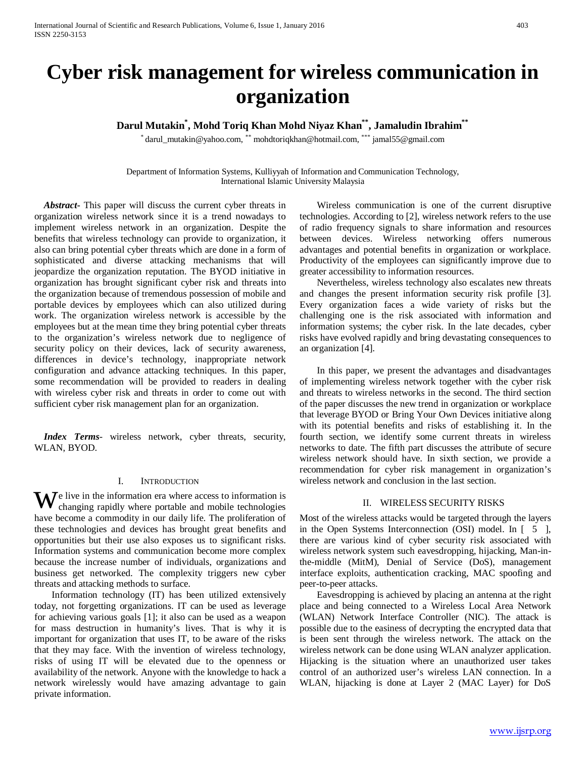# Cyber risk management for wireless communication in organization

**Darul Mutakin[*], Mohd Toriq Khan Mohd Niyaz Khan[**], Jamaludin Ibrahim[**]**

[*] darul_mutakin@yahoo.com, [**] mohdtoriqkhan@hotmail.com, [***] jamal55@gmail.com

Department of Information Systems, Kulliyyah of Information and Communication Technology, International Islamic University Malaysia

***Abstract***- This paper will discuss the current cyber threats in organization wireless network since it is a trend nowadays to implement wireless network in an organization. Despite the benefits that wireless technology can provide to organization, it also can bring potential cyber threats which are done in a form of sophisticated and diverse attacking mechanisms that will jeopardize the organization reputation. The BYOD initiative in organization has brought significant cyber risk and threats into the organization because of tremendous possession of mobile and portable devices by employees which can also utilized during work. The organization wireless network is accessible by the employees but at the mean time they bring potential cyber threats to the organization's wireless network due to negligence of security policy on their devices, lack of security awareness, differences in device's technology, inappropriate network configuration and advance attacking techniques. In this paper, some recommendation will be provided to readers in dealing with wireless cyber risk and threats in order to come out with sufficient cyber risk management plan for an organization.

***Index Terms***- wireless network, cyber threats, security, WLAN, BYOD.

## I. Introduction

We live in the information era where access to information is changing rapidly where portable and mobile technologies have become a commodity in our daily life. The proliferation of these technologies and devices has brought great benefits and opportunities but their use also exposes us to significant risks. Information systems and communication become more complex because the increase number of individuals, organizations and business get networked. The complexity triggers new cyber threats and attacking methods to surface.

Information technology (IT) has been utilized extensively today, not forgetting organizations. IT can be used as leverage for achieving various goals [1]; it also can be used as a weapon for mass destruction in humanity's lives. That is why it is important for organization that uses IT, to be aware of the risks that they may face. With the invention of wireless technology, risks of using IT will be elevated due to the openness or availability of the network. Anyone with the knowledge to hack a network wirelessly would have amazing advantage to gain private information.

Wireless communication is one of the current disruptive technologies. According to [2], wireless network refers to the use of radio frequency signals to share information and resources between devices. Wireless networking offers numerous advantages and potential benefits in organization or workplace. Productivity of the employees can significantly improve due to greater accessibility to information resources.

Nevertheless, wireless technology also escalates new threats and changes the present information security risk profile [3]. Every organization faces a wide variety of risks but the challenging one is the risk associated with information and information systems; the cyber risk. In the late decades, cyber risks have evolved rapidly and bring devastating consequences to an organization [4].

In this paper, we present the advantages and disadvantages of implementing wireless network together with the cyber risk and threats to wireless networks in the second. The third section of the paper discusses the new trend in organization or workplace that leverage BYOD or Bring Your Own Devices initiative along with its potential benefits and risks of establishing it. In the fourth section, we identify some current threats in wireless networks to date. The fifth part discusses the attribute of secure wireless network should have. In sixth section, we provide a recommendation for cyber risk management in organization's wireless network and conclusion in the last section.

## II. Wireless Security Risks

Most of the wireless attacks would be targeted through the layers in the Open Systems Interconnection (OSI) model. In [ 5 ], there are various kind of cyber security risk associated with wireless network system such eavesdropping, hijacking, Man-in-the-middle (MitM), Denial of Service (DoS), management interface exploits, authentication cracking, MAC spoofing and peer-to-peer attacks.

Eavesdropping is achieved by placing an antenna at the right place and being connected to a Wireless Local Area Network (WLAN) Network Interface Controller (NIC). The attack is possible due to the easiness of decrypting the encrypted data that is been sent through the wireless network. The attack on the wireless network can be done using WLAN analyzer application. Hijacking is the situation where an unauthorized user takes control of an authorized user's wireless LAN connection. In a WLAN, hijacking is done at Layer 2 (MAC Layer) for DoS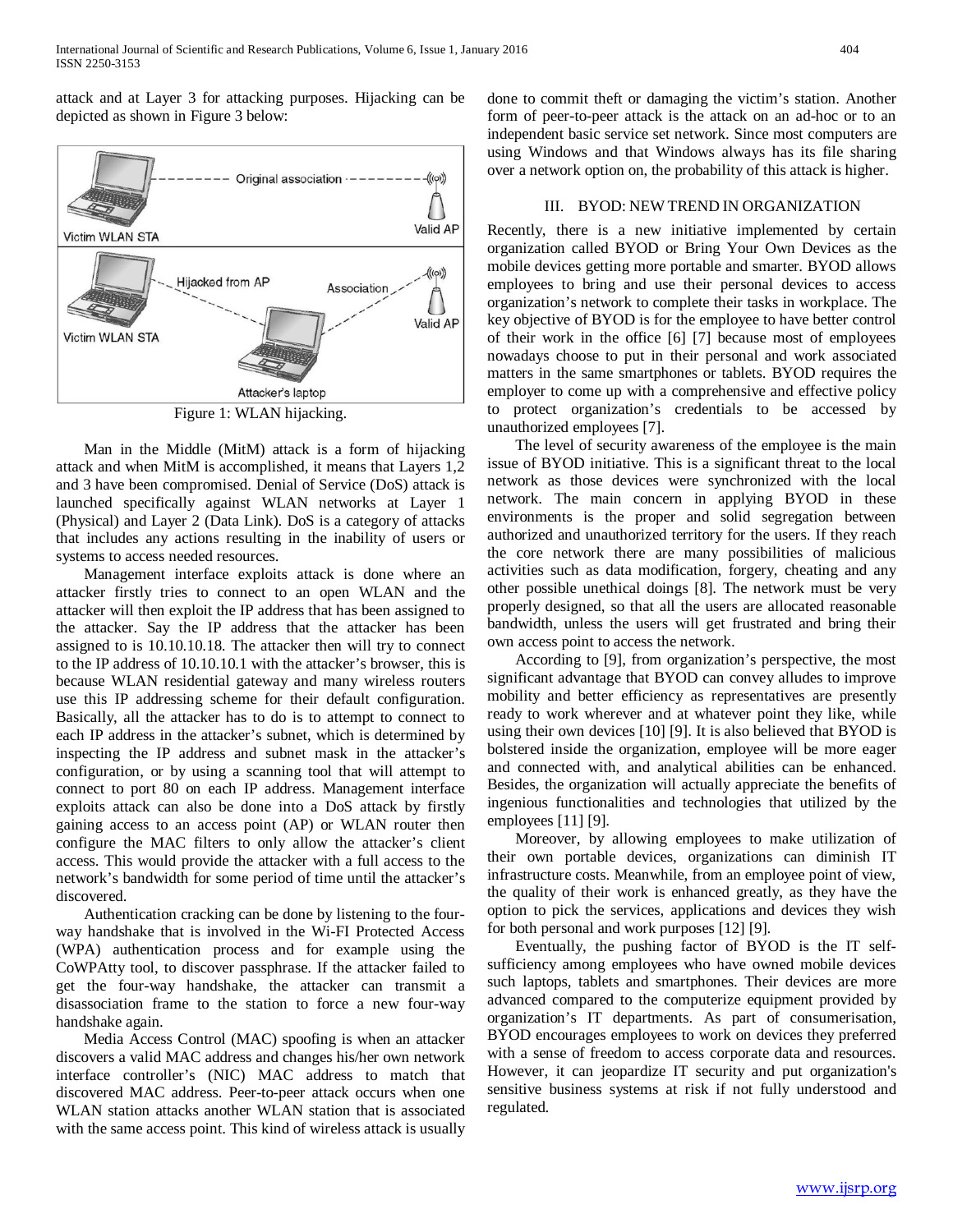attack and at Layer 3 for attacking purposes. Hijacking can be depicted as shown in Figure 3 below:

Figure 1: WLAN hijacking.

Man in the Middle (MitM) attack is a form of hijacking attack and when MitM is accomplished, it means that Layers 1,2 and 3 have been compromised. Denial of Service (DoS) attack is launched specifically against WLAN networks at Layer 1 (Physical) and Layer 2 (Data Link). DoS is a category of attacks that includes any actions resulting in the inability of users or systems to access needed resources.

Management interface exploits attack is done where an attacker firstly tries to connect to an open WLAN and the attacker will then exploit the IP address that has been assigned to the attacker. Say the IP address that the attacker has been assigned to is 10.10.10.18. The attacker then will try to connect to the IP address of 10.10.10.1 with the attacker's browser, this is because WLAN residential gateway and many wireless routers use this IP addressing scheme for their default configuration. Basically, all the attacker has to do is to attempt to connect to each IP address in the attacker's subnet, which is determined by inspecting the IP address and subnet mask in the attacker's configuration, or by using a scanning tool that will attempt to connect to port 80 on each IP address. Management interface exploits attack can also be done into a DoS attack by firstly gaining access to an access point (AP) or WLAN router then configure the MAC filters to only allow the attacker's client access. This would provide the attacker with a full access to the network's bandwidth for some period of time until the attacker's discovered.

Authentication cracking can be done by listening to the four-way handshake that is involved in the Wi-FI Protected Access (WPA) authentication process and for example using the CoWPAtty tool, to discover passphrase. If the attacker failed to get the four-way handshake, the attacker can transmit a disassociation frame to the station to force a new four-way handshake again.

Media Access Control (MAC) spoofing is when an attacker discovers a valid MAC address and changes his/her own network interface controller's (NIC) MAC address to match that discovered MAC address. Peer-to-peer attack occurs when one WLAN station attacks another WLAN station that is associated with the same access point. This kind of wireless attack is usually done to commit theft or damaging the victim's station. Another form of peer-to-peer attack is the attack on an ad-hoc or to an independent basic service set network. Since most computers are using Windows and that Windows always has its file sharing over a network option on, the probability of this attack is higher.

## III. BYOD: NEW TREND IN ORGANIZATION

Recently, there is a new initiative implemented by certain organization called BYOD or Bring Your Own Devices as the mobile devices getting more portable and smarter. BYOD allows employees to bring and use their personal devices to access organization's network to complete their tasks in workplace. The key objective of BYOD is for the employee to have better control of their work in the office [6] [7] because most of employees nowadays choose to put in their personal and work associated matters in the same smartphones or tablets. BYOD requires the employer to come up with a comprehensive and effective policy to protect organization's credentials to be accessed by unauthorized employees [7].

The level of security awareness of the employee is the main issue of BYOD initiative. This is a significant threat to the local network as those devices were synchronized with the local network. The main concern in applying BYOD in these environments is the proper and solid segregation between authorized and unauthorized territory for the users. If they reach the core network there are many possibilities of malicious activities such as data modification, forgery, cheating and any other possible unethical doings [8]. The network must be very properly designed, so that all the users are allocated reasonable bandwidth, unless the users will get frustrated and bring their own access point to access the network.

According to [9], from organization's perspective, the most significant advantage that BYOD can convey alludes to improve mobility and better efficiency as representatives are presently ready to work wherever and at whatever point they like, while using their own devices [10] [9]. It is also believed that BYOD is bolstered inside the organization, employee will be more eager and connected with, and analytical abilities can be enhanced. Besides, the organization will actually appreciate the benefits of ingenious functionalities and technologies that utilized by the employees [11] [9].

Moreover, by allowing employees to make utilization of their own portable devices, organizations can diminish IT infrastructure costs. Meanwhile, from an employee point of view, the quality of their work is enhanced greatly, as they have the option to pick the services, applications and devices they wish for both personal and work purposes [12] [9].

Eventually, the pushing factor of BYOD is the IT self-sufficiency among employees who have owned mobile devices such laptops, tablets and smartphones. Their devices are more advanced compared to the computerize equipment provided by organization's IT departments. As part of consumerisation, BYOD encourages employees to work on devices they preferred with a sense of freedom to access corporate data and resources. However, it can jeopardize IT security and put organization's sensitive business systems at risk if not fully understood and regulated.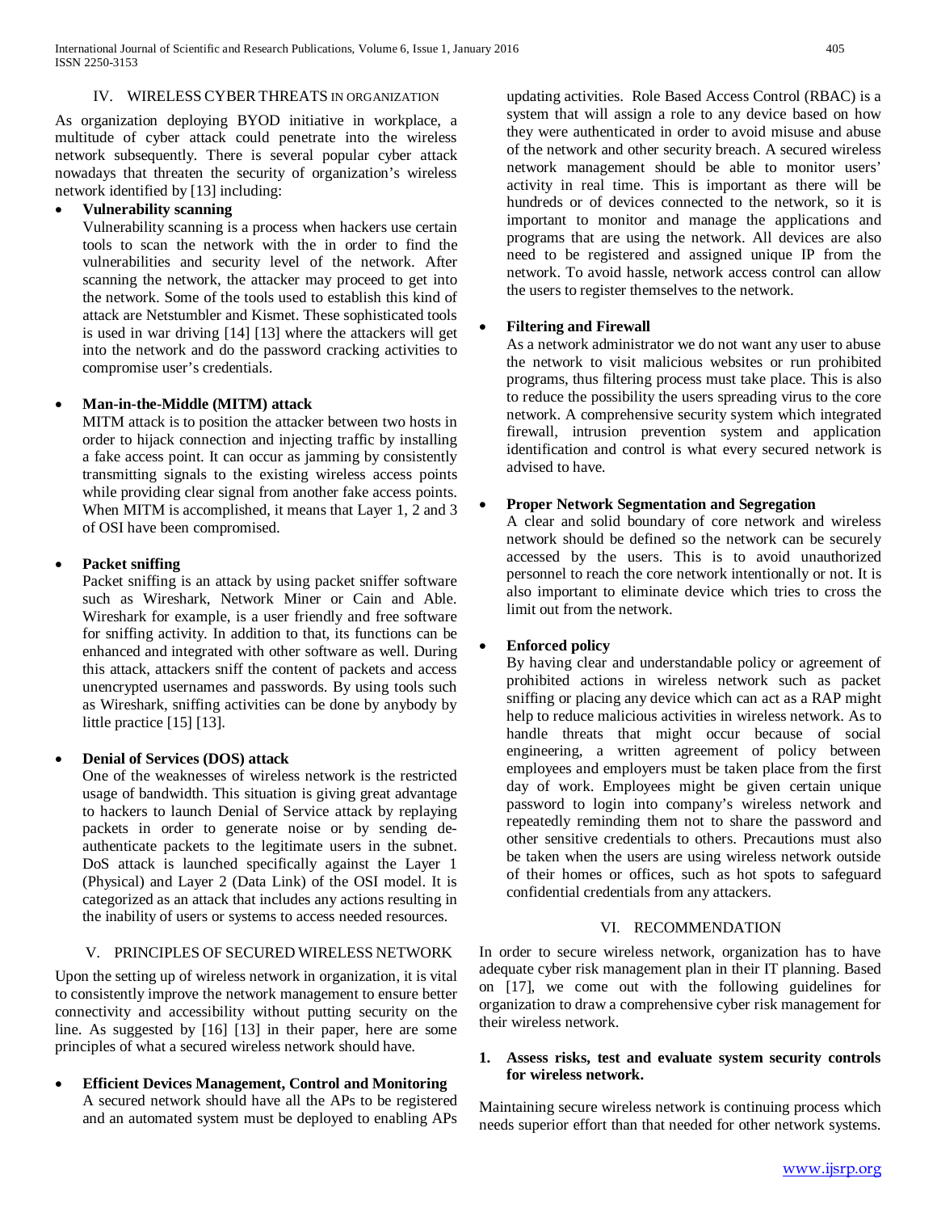## IV. WIRELESS CYBER THREATS IN ORGANIZATION

As organization deploying BYOD initiative in workplace, a multitude of cyber attack could penetrate into the wireless network subsequently. There is several popular cyber attack nowadays that threaten the security of organization's wireless network identified by [13] including:

- **Vulnerability scanning**
  Vulnerability scanning is a process when hackers use certain tools to scan the network with the in order to find the vulnerabilities and security level of the network. After scanning the network, the attacker may proceed to get into the network. Some of the tools used to establish this kind of attack are Netstumbler and Kismet. These sophisticated tools is used in war driving [14] [13] where the attackers will get into the network and do the password cracking activities to compromise user's credentials.

- **Man-in-the-Middle (MITM) attack**
  MITM attack is to position the attacker between two hosts in order to hijack connection and injecting traffic by installing a fake access point. It can occur as jamming by consistently transmitting signals to the existing wireless access points while providing clear signal from another fake access points. When MITM is accomplished, it means that Layer 1, 2 and 3 of OSI have been compromised.

- **Packet sniffing**
  Packet sniffing is an attack by using packet sniffer software such as Wireshark, Network Miner or Cain and Able. Wireshark for example, is a user friendly and free software for sniffing activity. In addition to that, its functions can be enhanced and integrated with other software as well. During this attack, attackers sniff the content of packets and access unencrypted usernames and passwords. By using tools such as Wireshark, sniffing activities can be done by anybody by little practice [15] [13].

- **Denial of Services (DOS) attack**
  One of the weaknesses of wireless network is the restricted usage of bandwidth. This situation is giving great advantage to hackers to launch Denial of Service attack by replaying packets in order to generate noise or by sending de-authenticate packets to the legitimate users in the subnet. DoS attack is launched specifically against the Layer 1 (Physical) and Layer 2 (Data Link) of the OSI model. It is categorized as an attack that includes any actions resulting in the inability of users or systems to access needed resources.

## V. PRINCIPLES OF SECURED WIRELESS NETWORK

Upon the setting up of wireless network in organization, it is vital to consistently improve the network management to ensure better connectivity and accessibility without putting security on the line. As suggested by [16] [13] in their paper, here are some principles of what a secured wireless network should have.

- **Efficient Devices Management, Control and Monitoring**
  A secured network should have all the APs to be registered and an automated system must be deployed to enabling APs updating activities. Role Based Access Control (RBAC) is a system that will assign a role to any device based on how they were authenticated in order to avoid misuse and abuse of the network and other security breach. A secured wireless network management should be able to monitor users' activity in real time. This is important as there will be hundreds or of devices connected to the network, so it is important to monitor and manage the applications and programs that are using the network. All devices are also need to be registered and assigned unique IP from the network. To avoid hassle, network access control can allow the users to register themselves to the network.

- **Filtering and Firewall**
  As a network administrator we do not want any user to abuse the network to visit malicious websites or run prohibited programs, thus filtering process must take place. This is also to reduce the possibility the users spreading virus to the core network. A comprehensive security system which integrated firewall, intrusion prevention system and application identification and control is what every secured network is advised to have.

- **Proper Network Segmentation and Segregation**
  A clear and solid boundary of core network and wireless network should be defined so the network can be securely accessed by the users. This is to avoid unauthorized personnel to reach the core network intentionally or not. It is also important to eliminate device which tries to cross the limit out from the network.

- **Enforced policy**
  By having clear and understandable policy or agreement of prohibited actions in wireless network such as packet sniffing or placing any device which can act as a RAP might help to reduce malicious activities in wireless network. As to handle threats that might occur because of social engineering, a written agreement of policy between employees and employers must be taken place from the first day of work. Employees might be given certain unique password to login into company's wireless network and repeatedly reminding them not to share the password and other sensitive credentials to others. Precautions must also be taken when the users are using wireless network outside of their homes or offices, such as hot spots to safeguard confidential credentials from any attackers.

## VI. RECOMMENDATION

In order to secure wireless network, organization has to have adequate cyber risk management plan in their IT planning. Based on [17], we come out with the following guidelines for organization to draw a comprehensive cyber risk management for their wireless network.

**1. Assess risks, test and evaluate system security controls for wireless network.**

Maintaining secure wireless network is continuing process which needs superior effort than that needed for other network systems.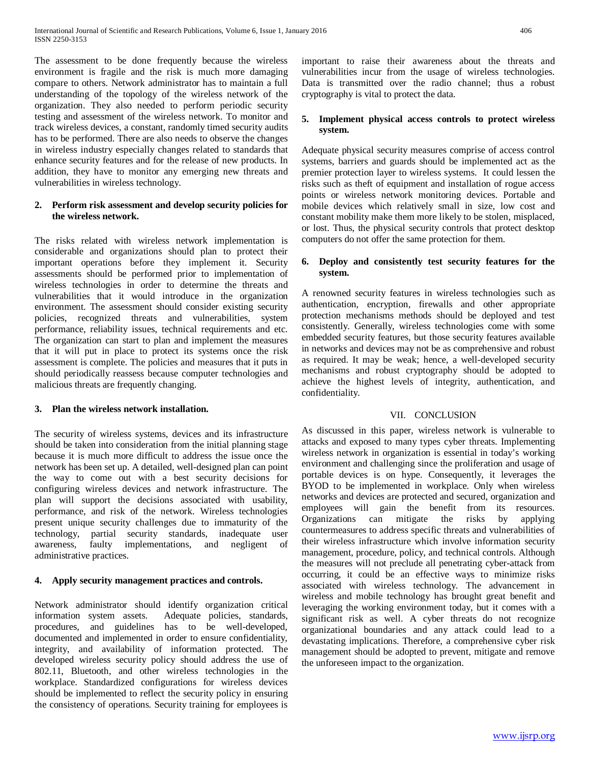The assessment to be done frequently because the wireless environment is fragile and the risk is much more damaging compare to others. Network administrator has to maintain a full understanding of the topology of the wireless network of the organization. They also needed to perform periodic security testing and assessment of the wireless network. To monitor and track wireless devices, a constant, randomly timed security audits has to be performed. There are also needs to observe the changes in wireless industry especially changes related to standards that enhance security features and for the release of new products. In addition, they have to monitor any emerging new threats and vulnerabilities in wireless technology.

**2. Perform risk assessment and develop security policies for the wireless network.**

The risks related with wireless network implementation is considerable and organizations should plan to protect their important operations before they implement it. Security assessments should be performed prior to implementation of wireless technologies in order to determine the threats and vulnerabilities that it would introduce in the organization environment. The assessment should consider existing security policies, recognized threats and vulnerabilities, system performance, reliability issues, technical requirements and etc. The organization can start to plan and implement the measures that it will put in place to protect its systems once the risk assessment is complete. The policies and measures that it puts in should periodically reassess because computer technologies and malicious threats are frequently changing.

**3. Plan the wireless network installation.**

The security of wireless systems, devices and its infrastructure should be taken into consideration from the initial planning stage because it is much more difficult to address the issue once the network has been set up. A detailed, well-designed plan can point the way to come out with a best security decisions for configuring wireless devices and network infrastructure. The plan will support the decisions associated with usability, performance, and risk of the network. Wireless technologies present unique security challenges due to immaturity of the technology, partial security standards, inadequate user awareness, faulty implementations, and negligent of administrative practices.

**4. Apply security management practices and controls.**

Network administrator should identify organization critical information system assets. Adequate policies, standards, procedures, and guidelines has to be well-developed, documented and implemented in order to ensure confidentiality, integrity, and availability of information protected. The developed wireless security policy should address the use of 802.11, Bluetooth, and other wireless technologies in the workplace. Standardized configurations for wireless devices should be implemented to reflect the security policy in ensuring the consistency of operations. Security training for employees is important to raise their awareness about the threats and vulnerabilities incur from the usage of wireless technologies. Data is transmitted over the radio channel; thus a robust cryptography is vital to protect the data.

**5. Implement physical access controls to protect wireless system.**

Adequate physical security measures comprise of access control systems, barriers and guards should be implemented act as the premier protection layer to wireless systems. It could lessen the risks such as theft of equipment and installation of rogue access points or wireless network monitoring devices. Portable and mobile devices which relatively small in size, low cost and constant mobility make them more likely to be stolen, misplaced, or lost. Thus, the physical security controls that protect desktop computers do not offer the same protection for them.

**6. Deploy and consistently test security features for the system.**

A renowned security features in wireless technologies such as authentication, encryption, firewalls and other appropriate protection mechanisms methods should be deployed and test consistently. Generally, wireless technologies come with some embedded security features, but those security features available in networks and devices may not be as comprehensive and robust as required. It may be weak; hence, a well-developed security mechanisms and robust cryptography should be adopted to achieve the highest levels of integrity, authentication, and confidentiality.

## VII. CONCLUSION

As discussed in this paper, wireless network is vulnerable to attacks and exposed to many types cyber threats. Implementing wireless network in organization is essential in today's working environment and challenging since the proliferation and usage of portable devices is on hype. Consequently, it leverages the BYOD to be implemented in workplace. Only when wireless networks and devices are protected and secured, organization and employees will gain the benefit from its resources. Organizations can mitigate the risks by applying countermeasures to address specific threats and vulnerabilities of their wireless infrastructure which involve information security management, procedure, policy, and technical controls. Although the measures will not preclude all penetrating cyber-attack from occurring, it could be an effective ways to minimize risks associated with wireless technology. The advancement in wireless and mobile technology has brought great benefit and leveraging the working environment today, but it comes with a significant risk as well. A cyber threats do not recognize organizational boundaries and any attack could lead to a devastating implications. Therefore, a comprehensive cyber risk management should be adopted to prevent, mitigate and remove the unforeseen impact to the organization.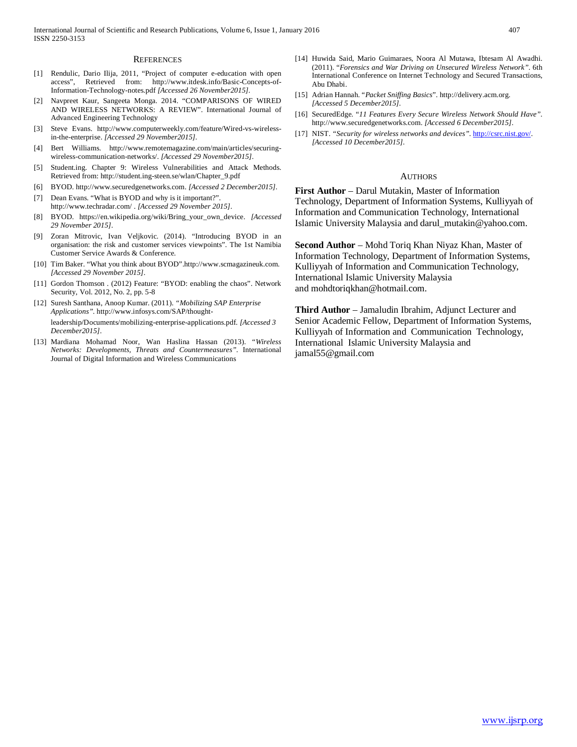## References

[1] Rendulic, Dario Ilija, 2011, "Project of computer e-education with open access", Retrieved from: http://www.itdesk.info/Basic-Concepts-of-Information-Technology-notes.pdf *[Accessed 26 November2015]*.

[2] Navpreet Kaur, Sangeeta Monga. 2014. "COMPARISONS OF WIRED AND WIRELESS NETWORKS: A REVIEW". International Journal of Advanced Engineering Technology

[3] Steve Evans. http://www.computerweekly.com/feature/Wired-vs-wireless-in-the-enterprise. *[Accessed 29 November2015]*.

[4] Bert Williams. http://www.remotemagazine.com/main/articles/securing-wireless-communication-networks/. *[Accessed 29 November2015]*.

[5] Student.ing. Chapter 9: Wireless Vulnerabilities and Attack Methods. Retrieved from: http://student.ing-steen.se/wlan/Chapter_9.pdf

[6] BYOD. http://www.securedgenetworks.com. *[Accessed 2 December2015]*.

[7] Dean Evans. "What is BYOD and why is it important?". http://www.techradar.com/ . *[Accessed 29 November 2015]*.

[8] BYOD. https://en.wikipedia.org/wiki/Bring_your_own_device. *[Accessed 29 November 2015]*.

[9] Zoran Mitrovic, Ivan Veljkovic. (2014). "Introducing BYOD in an organisation: the risk and customer services viewpoints". The 1st Namibia Customer Service Awards & Conference.

[10] Tim Baker. "What you think about BYOD".http://www.scmagazineuk.com. *[Accessed 29 November 2015]*.

[11] Gordon Thomson . (2012) Feature: "BYOD: enabling the chaos". Network Security, Vol. 2012, No. 2, pp. 5-8

[12] Suresh Santhana, Anoop Kumar. (2011). "*Mobilizing SAP Enterprise Applications"*. http://www.infosys.com/SAP/thought-leadership/Documents/mobilizing-enterprise-applications.pdf. *[Accessed 3 December2015]*.

[13] Mardiana Mohamad Noor, Wan Haslina Hassan (2013). "*Wireless Networks: Developments, Threats and Countermeasures"*. International Journal of Digital Information and Wireless Communications

[14] Huwida Said, Mario Guimaraes, Noora Al Mutawa, Ibtesam Al Awadhi. (2011). "*Forensics and War Driving on Unsecured Wireless Network"*. 6th International Conference on Internet Technology and Secured Transactions, Abu Dhabi.

[15] Adrian Hannah. "*Packet Sniffing Basics*". http://delivery.acm.org. *[Accessed 5 December2015]*.

[16] SecuredEdge. "*11 Features Every Secure Wireless Network Should Have"*. http://www.securedgenetworks.com. *[Accessed 6 December2015]*.

[17] NIST. "*Security for wireless networks and devices"*. http://csrc.nist.gov/. *[Accessed 10 December2015]*.

## Authors

**First Author** – Darul Mutakin, Master of Information Technology, Department of Information Systems, Kulliyyah of Information and Communication Technology, International Islamic University Malaysia and darul_mutakin@yahoo.com.

**Second Author** – Mohd Toriq Khan Niyaz Khan, Master of Information Technology, Department of Information Systems, Kulliyyah of Information and Communication Technology, International Islamic University Malaysia and mohdtoriqkhan@hotmail.com.

**Third Author** – Jamaludin Ibrahim, Adjunct Lecturer and Senior Academic Fellow, Department of Information Systems, Kulliyyah of Information and Communication Technology, International Islamic University Malaysia and jamal55@gmail.com